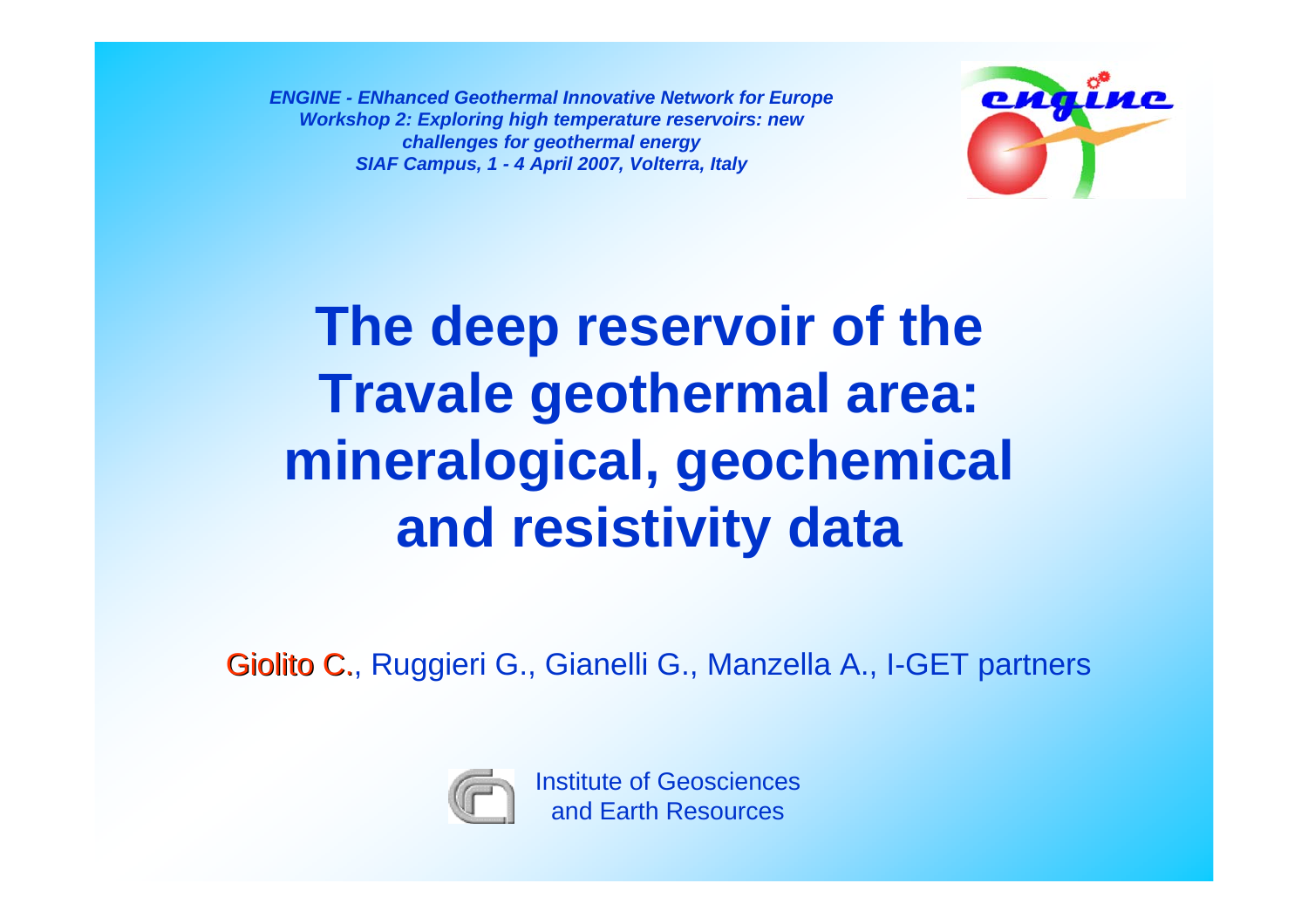*ENGINE - ENhanced Geothermal Innovative Network for Europe*
*Workshop 2: Exploring high temperature reservoirs: new challenges for geothermal energy*
*SIAF Campus, 1 - 4 April 2007, Volterra, Italy*

# The deep reservoir of the Travale geothermal area: mineralogical, geochemical and resistivity data

Giolito C., Ruggieri G., Gianelli G., Manzella A., I-GET partners

Institute of Geosciences and Earth Resources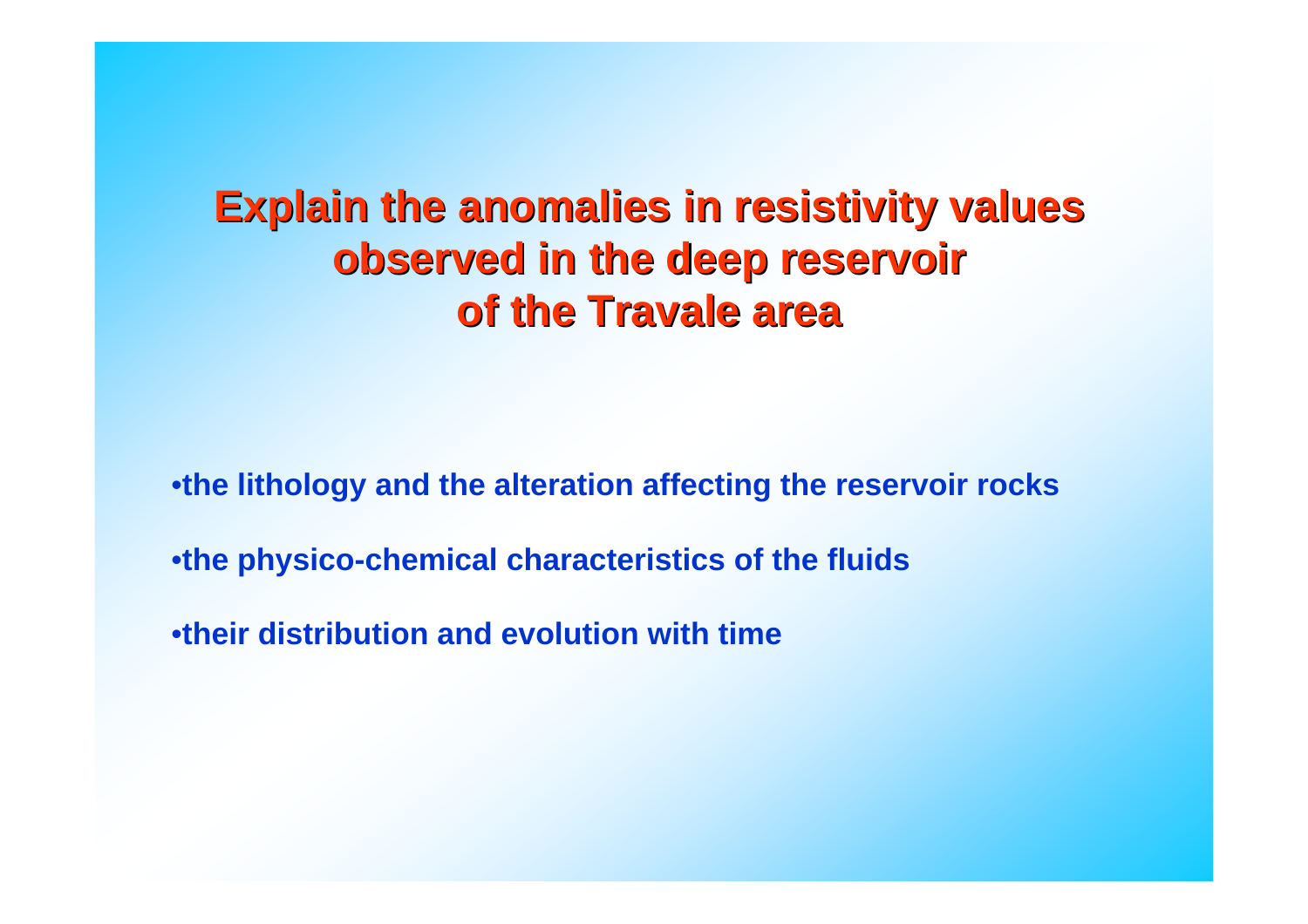# Explain the anomalies in resistivity values observed in the deep reservoir of the Travale area

- **the lithology and the alteration affecting the reservoir rocks**
- **the physico-chemical characteristics of the fluids**
- **their distribution and evolution with time**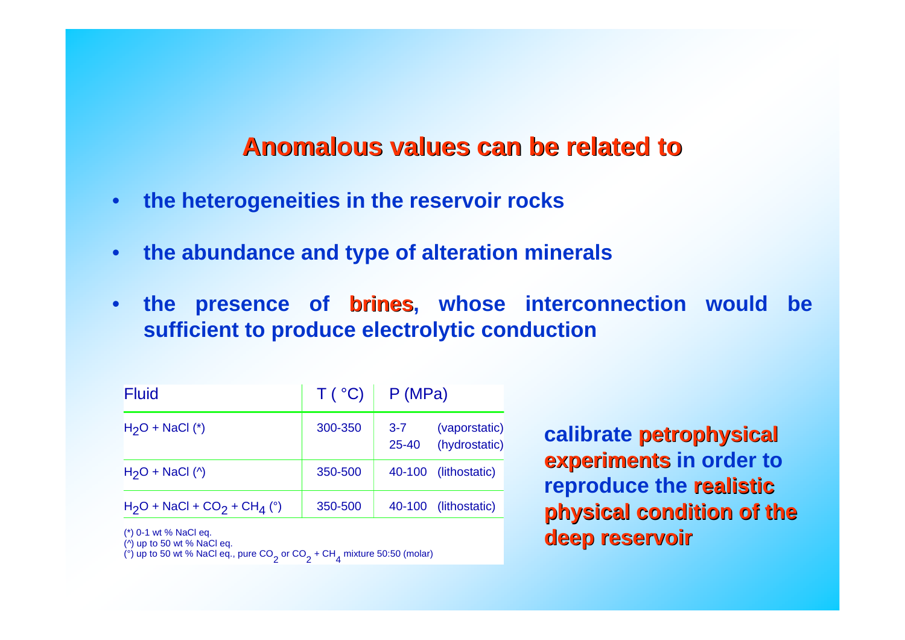# Anomalous values can be related to

- **the heterogeneities in the reservoir rocks**
- **the abundance and type of alteration minerals**
- **the presence of brines, whose interconnection would be sufficient to produce electrolytic conduction**

| Fluid | T ( °C) | P (MPa) | |
|---|---|---|---|
| $H_2O$ + NaCl (*) | 300-350 | 3-7<br>25-40 | (vaporstatic)<br>(hydrostatic) |
| $H_2O$ + NaCl (^) | 350-500 | 40-100 | (lithostatic) |
| $H_2O$ + NaCl + $CO_2$ + $CH_4$ (°) | 350-500 | 40-100 | (lithostatic) |

(*) 0-1 wt % NaCl eq.
(^) up to 50 wt % NaCl eq.
(°) up to 50 wt % NaCl eq., pure $CO_2$ or $CO_2$ + $CH_4$ mixture 50:50 (molar)

**calibrate petrophysical experiments in order to reproduce the realistic physical condition of the deep reservoir**